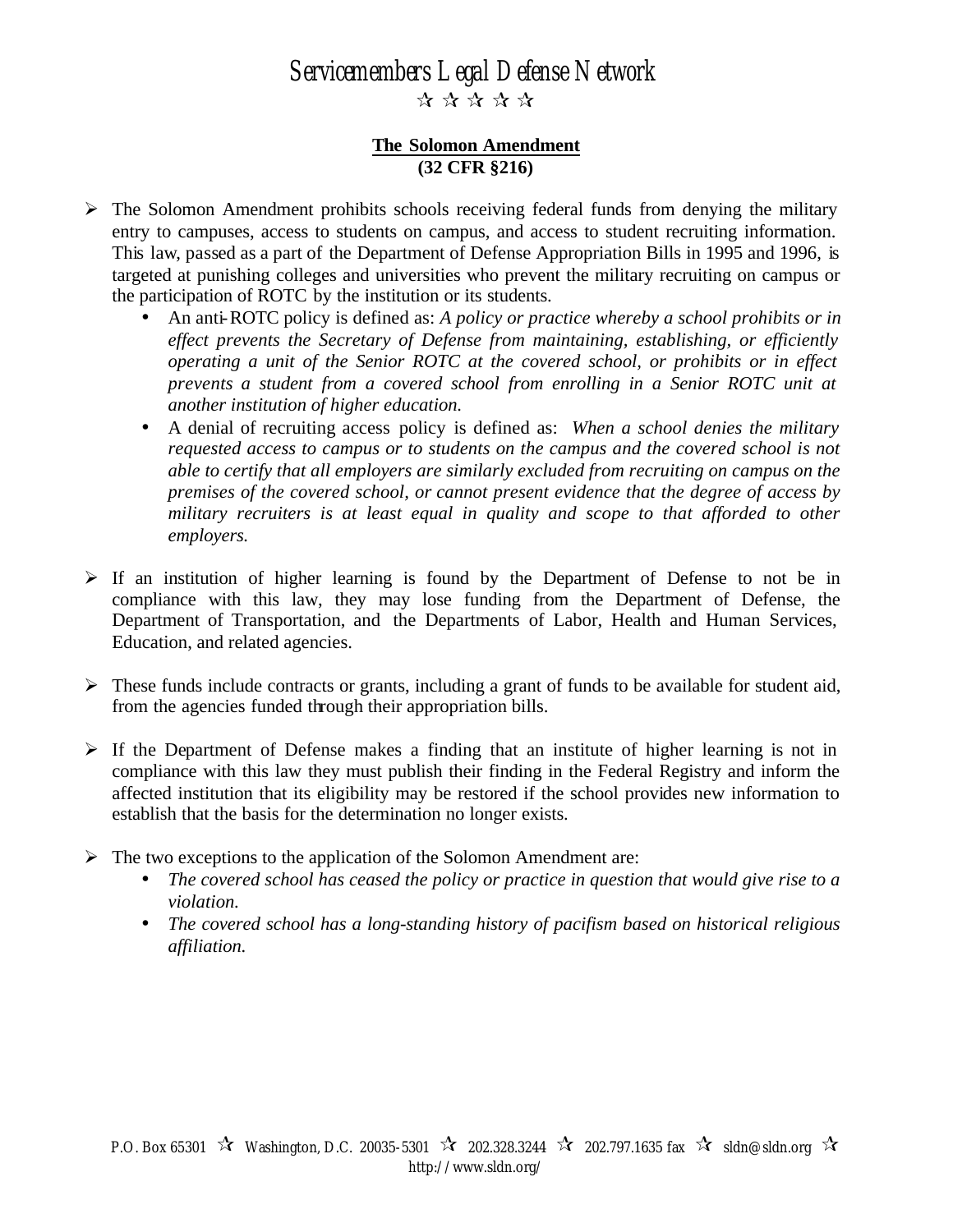# Servicemembers Legal Defense Network

☆ ☆ ☆ ☆ ☆

## **The Solomon Amendment**
## **(32 CFR §216)**

- The Solomon Amendment prohibits schools receiving federal funds from denying the military entry to campuses, access to students on campus, and access to student recruiting information. This law, passed as a part of the Department of Defense Appropriation Bills in 1995 and 1996, is targeted at punishing colleges and universities who prevent the military recruiting on campus or the participation of ROTC by the institution or its students.
  - An anti-ROTC policy is defined as: *A policy or practice whereby a school prohibits or in effect prevents the Secretary of Defense from maintaining, establishing, or efficiently operating a unit of the Senior ROTC at the covered school, or prohibits or in effect prevents a student from a covered school from enrolling in a Senior ROTC unit at another institution of higher education.*
  - A denial of recruiting access policy is defined as: *When a school denies the military requested access to campus or to students on the campus and the covered school is not able to certify that all employers are similarly excluded from recruiting on campus on the premises of the covered school, or cannot present evidence that the degree of access by military recruiters is at least equal in quality and scope to that afforded to other employers.*

- If an institution of higher learning is found by the Department of Defense to not be in compliance with this law, they may lose funding from the Department of Defense, the Department of Transportation, and the Departments of Labor, Health and Human Services, Education, and related agencies.

- These funds include contracts or grants, including a grant of funds to be available for student aid, from the agencies funded through their appropriation bills.

- If the Department of Defense makes a finding that an institute of higher learning is not in compliance with this law they must publish their finding in the Federal Registry and inform the affected institution that its eligibility may be restored if the school provides new information to establish that the basis for the determination no longer exists.

- The two exceptions to the application of the Solomon Amendment are:
  - *The covered school has ceased the policy or practice in question that would give rise to a violation.*
  - *The covered school has a long-standing history of pacifism based on historical religious affiliation.*

P.O. Box 65301 ☆ Washington, D.C. 20035-5301 ☆ 202.328.3244 ☆ 202.797.1635 fax ☆ sldn@sldn.org ☆
http://www.sldn.org/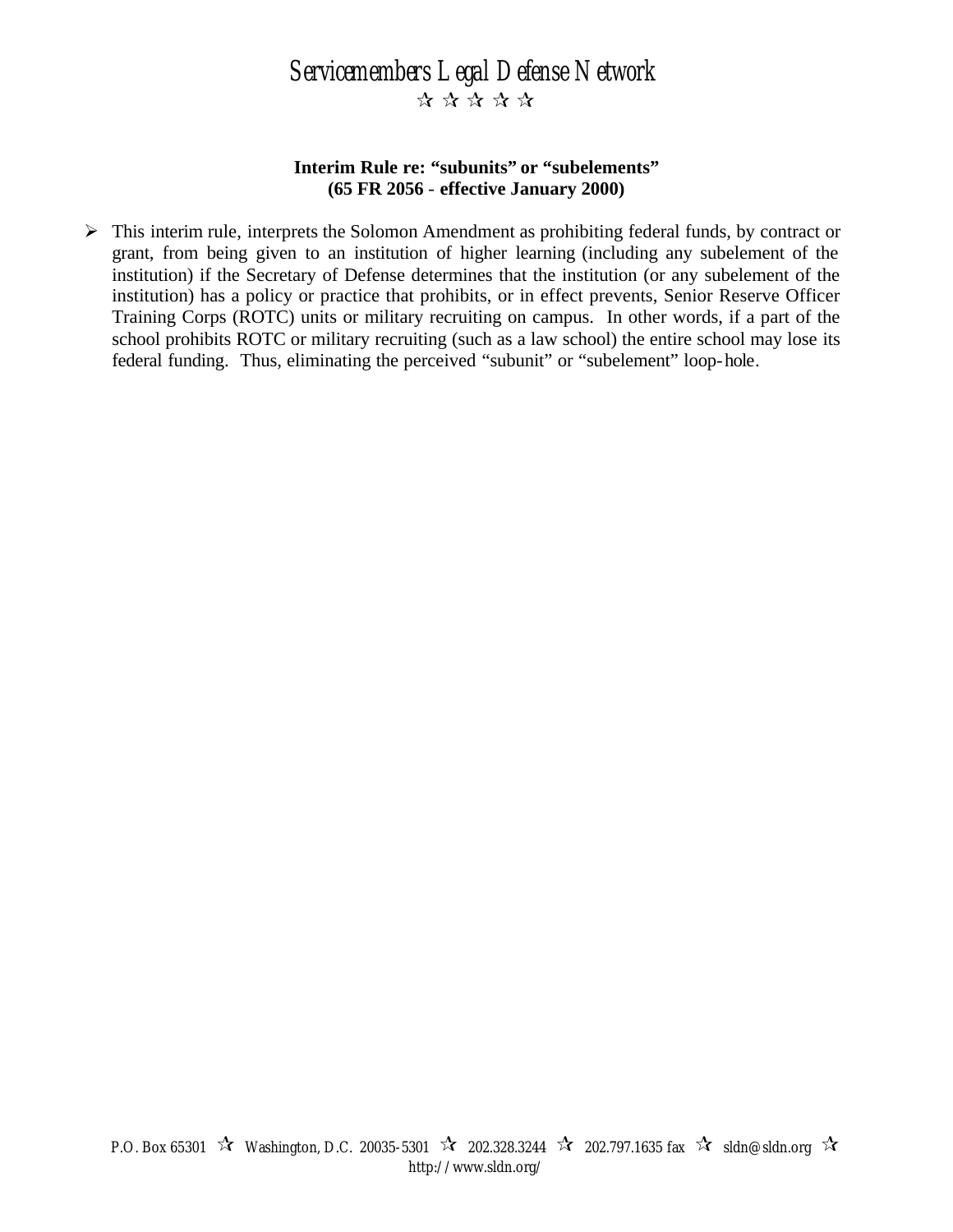Interim Rule re: "subunits" or "subelements"
(65 FR 2056 - effective January 2000)

- This interim rule, interprets the Solomon Amendment as prohibiting federal funds, by contract or grant, from being given to an institution of higher learning (including any subelement of the institution) if the Secretary of Defense determines that the institution (or any subelement of the institution) has a policy or practice that prohibits, or in effect prevents, Senior Reserve Officer Training Corps (ROTC) units or military recruiting on campus. In other words, if a part of the school prohibits ROTC or military recruiting (such as a law school) the entire school may lose its federal funding. Thus, eliminating the perceived "subunit" or "subelement" loop-hole.